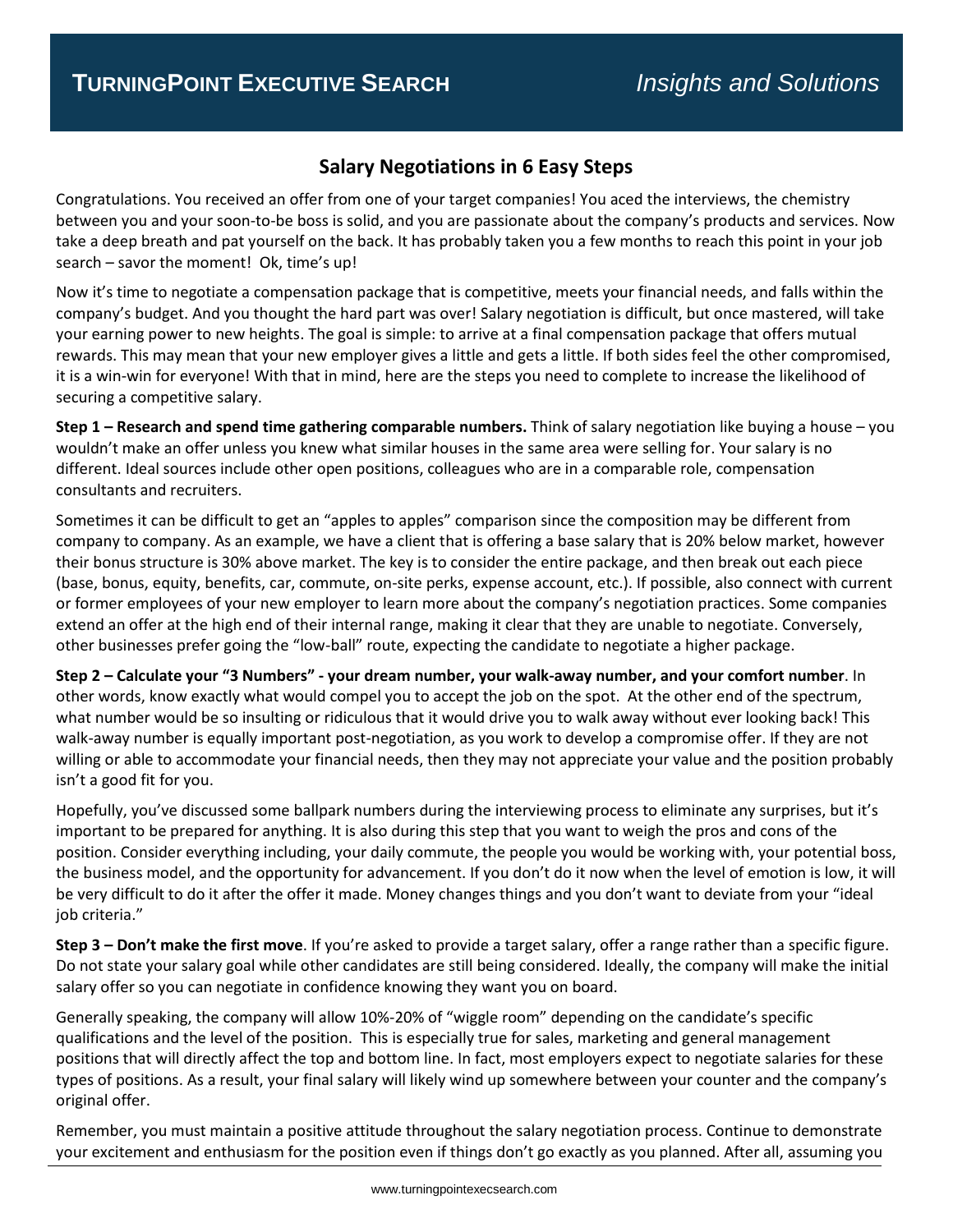# Salary Negotiations in 6 Easy Steps

Congratulations. You received an offer from one of your target companies! You aced the interviews, the chemistry between you and your soon-to-be boss is solid, and you are passionate about the company's products and services. Now take a deep breath and pat yourself on the back. It has probably taken you a few months to reach this point in your job search – savor the moment! Ok, time's up!

Now it's time to negotiate a compensation package that is competitive, meets your financial needs, and falls within the company's budget. And you thought the hard part was over! Salary negotiation is difficult, but once mastered, will take your earning power to new heights. The goal is simple: to arrive at a final compensation package that offers mutual rewards. This may mean that your new employer gives a little and gets a little. If both sides feel the other compromised, it is a win-win for everyone! With that in mind, here are the steps you need to complete to increase the likelihood of securing a competitive salary.

**Step 1 – Research and spend time gathering comparable numbers.** Think of salary negotiation like buying a house – you wouldn't make an offer unless you knew what similar houses in the same area were selling for. Your salary is no different. Ideal sources include other open positions, colleagues who are in a comparable role, compensation consultants and recruiters.

Sometimes it can be difficult to get an "apples to apples" comparison since the composition may be different from company to company. As an example, we have a client that is offering a base salary that is 20% below market, however their bonus structure is 30% above market. The key is to consider the entire package, and then break out each piece (base, bonus, equity, benefits, car, commute, on-site perks, expense account, etc.). If possible, also connect with current or former employees of your new employer to learn more about the company's negotiation practices. Some companies extend an offer at the high end of their internal range, making it clear that they are unable to negotiate. Conversely, other businesses prefer going the "low-ball" route, expecting the candidate to negotiate a higher package.

**Step 2 – Calculate your "3 Numbers" - your dream number, your walk-away number, and your comfort number**. In other words, know exactly what would compel you to accept the job on the spot. At the other end of the spectrum, what number would be so insulting or ridiculous that it would drive you to walk away without ever looking back! This walk-away number is equally important post-negotiation, as you work to develop a compromise offer. If they are not willing or able to accommodate your financial needs, then they may not appreciate your value and the position probably isn't a good fit for you.

Hopefully, you've discussed some ballpark numbers during the interviewing process to eliminate any surprises, but it's important to be prepared for anything. It is also during this step that you want to weigh the pros and cons of the position. Consider everything including, your daily commute, the people you would be working with, your potential boss, the business model, and the opportunity for advancement. If you don't do it now when the level of emotion is low, it will be very difficult to do it after the offer it made. Money changes things and you don't want to deviate from your "ideal job criteria."

**Step 3 – Don't make the first move**. If you're asked to provide a target salary, offer a range rather than a specific figure. Do not state your salary goal while other candidates are still being considered. Ideally, the company will make the initial salary offer so you can negotiate in confidence knowing they want you on board.

Generally speaking, the company will allow 10%-20% of "wiggle room" depending on the candidate's specific qualifications and the level of the position. This is especially true for sales, marketing and general management positions that will directly affect the top and bottom line. In fact, most employers expect to negotiate salaries for these types of positions. As a result, your final salary will likely wind up somewhere between your counter and the company's original offer.

Remember, you must maintain a positive attitude throughout the salary negotiation process. Continue to demonstrate your excitement and enthusiasm for the position even if things don't go exactly as you planned. After all, assuming you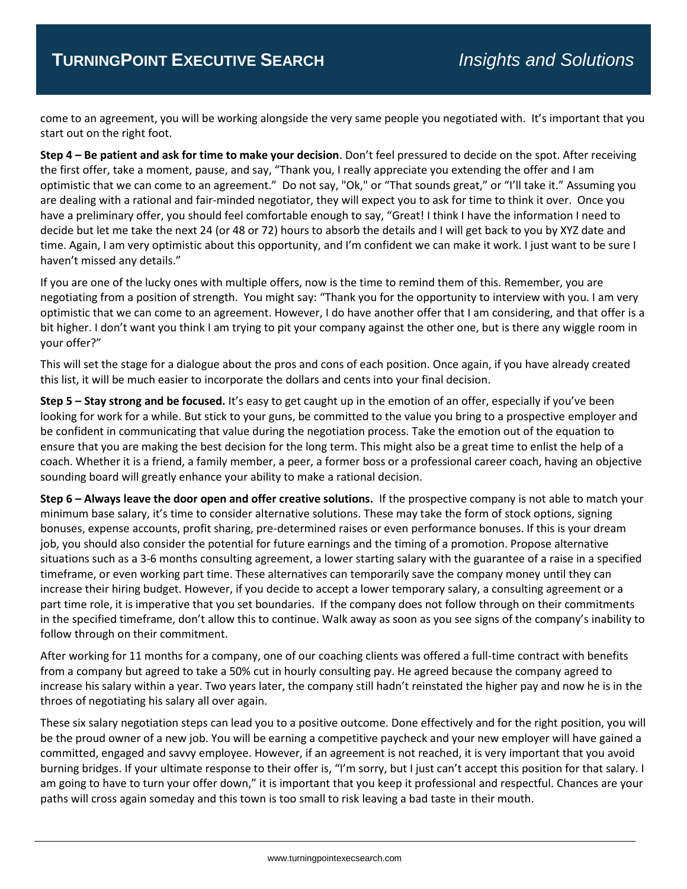come to an agreement, you will be working alongside the very same people you negotiated with. It's important that you start out on the right foot.

**Step 4 – Be patient and ask for time to make your decision**. Don't feel pressured to decide on the spot. After receiving the first offer, take a moment, pause, and say, "Thank you, I really appreciate you extending the offer and I am optimistic that we can come to an agreement." Do not say, "Ok," or "That sounds great," or "I'll take it." Assuming you are dealing with a rational and fair-minded negotiator, they will expect you to ask for time to think it over. Once you have a preliminary offer, you should feel comfortable enough to say, "Great! I think I have the information I need to decide but let me take the next 24 (or 48 or 72) hours to absorb the details and I will get back to you by XYZ date and time. Again, I am very optimistic about this opportunity, and I'm confident we can make it work. I just want to be sure I haven't missed any details."

If you are one of the lucky ones with multiple offers, now is the time to remind them of this. Remember, you are negotiating from a position of strength. You might say: "Thank you for the opportunity to interview with you. I am very optimistic that we can come to an agreement. However, I do have another offer that I am considering, and that offer is a bit higher. I don't want you think I am trying to pit your company against the other one, but is there any wiggle room in your offer?"

This will set the stage for a dialogue about the pros and cons of each position. Once again, if you have already created this list, it will be much easier to incorporate the dollars and cents into your final decision.

**Step 5 – Stay strong and be focused.** It's easy to get caught up in the emotion of an offer, especially if you've been looking for work for a while. But stick to your guns, be committed to the value you bring to a prospective employer and be confident in communicating that value during the negotiation process. Take the emotion out of the equation to ensure that you are making the best decision for the long term. This might also be a great time to enlist the help of a coach. Whether it is a friend, a family member, a peer, a former boss or a professional career coach, having an objective sounding board will greatly enhance your ability to make a rational decision.

**Step 6 – Always leave the door open and offer creative solutions.** If the prospective company is not able to match your minimum base salary, it's time to consider alternative solutions. These may take the form of stock options, signing bonuses, expense accounts, profit sharing, pre-determined raises or even performance bonuses. If this is your dream job, you should also consider the potential for future earnings and the timing of a promotion. Propose alternative situations such as a 3-6 months consulting agreement, a lower starting salary with the guarantee of a raise in a specified timeframe, or even working part time. These alternatives can temporarily save the company money until they can increase their hiring budget. However, if you decide to accept a lower temporary salary, a consulting agreement or a part time role, it is imperative that you set boundaries. If the company does not follow through on their commitments in the specified timeframe, don't allow this to continue. Walk away as soon as you see signs of the company's inability to follow through on their commitment.

After working for 11 months for a company, one of our coaching clients was offered a full-time contract with benefits from a company but agreed to take a 50% cut in hourly consulting pay. He agreed because the company agreed to increase his salary within a year. Two years later, the company still hadn't reinstated the higher pay and now he is in the throes of negotiating his salary all over again.

These six salary negotiation steps can lead you to a positive outcome. Done effectively and for the right position, you will be the proud owner of a new job. You will be earning a competitive paycheck and your new employer will have gained a committed, engaged and savvy employee. However, if an agreement is not reached, it is very important that you avoid burning bridges. If your ultimate response to their offer is, "I'm sorry, but I just can't accept this position for that salary. I am going to have to turn your offer down," it is important that you keep it professional and respectful. Chances are your paths will cross again someday and this town is too small to risk leaving a bad taste in their mouth.